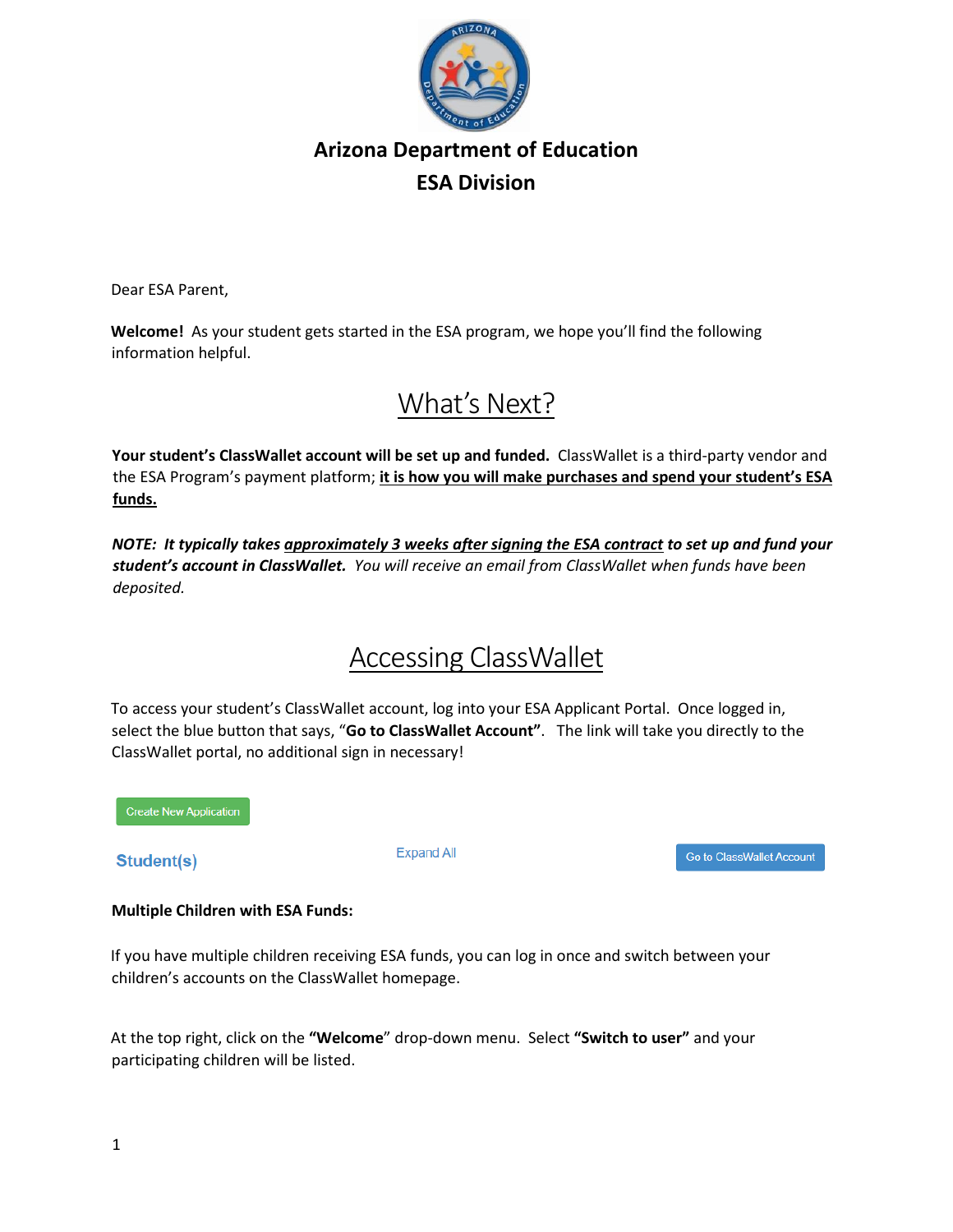# Arizona Department of Education
## ESA Division

Dear ESA Parent,

**Welcome!** As your student gets started in the ESA program, we hope you'll find the following information helpful.

## What's Next?

**Your student's ClassWallet account will be set up and funded.** ClassWallet is a third-party vendor and the ESA Program's payment platform; **it is how you will make purchases and spend your student's ESA funds.**

***NOTE: It typically takes approximately 3 weeks after signing the ESA contract to set up and fund your student's account in ClassWallet.*** *You will receive an email from ClassWallet when funds have been deposited.*

## Accessing ClassWallet

To access your student's ClassWallet account, log into your ESA Applicant Portal. Once logged in, select the blue button that says, "**Go to ClassWallet Account**". The link will take you directly to the ClassWallet portal, no additional sign in necessary!

Create New Application

Student(s) Expand All Go to ClassWallet Account

**Multiple Children with ESA Funds:**

If you have multiple children receiving ESA funds, you can log in once and switch between your children's accounts on the ClassWallet homepage.

At the top right, click on the **"Welcome"** drop-down menu. Select **"Switch to user"** and your participating children will be listed.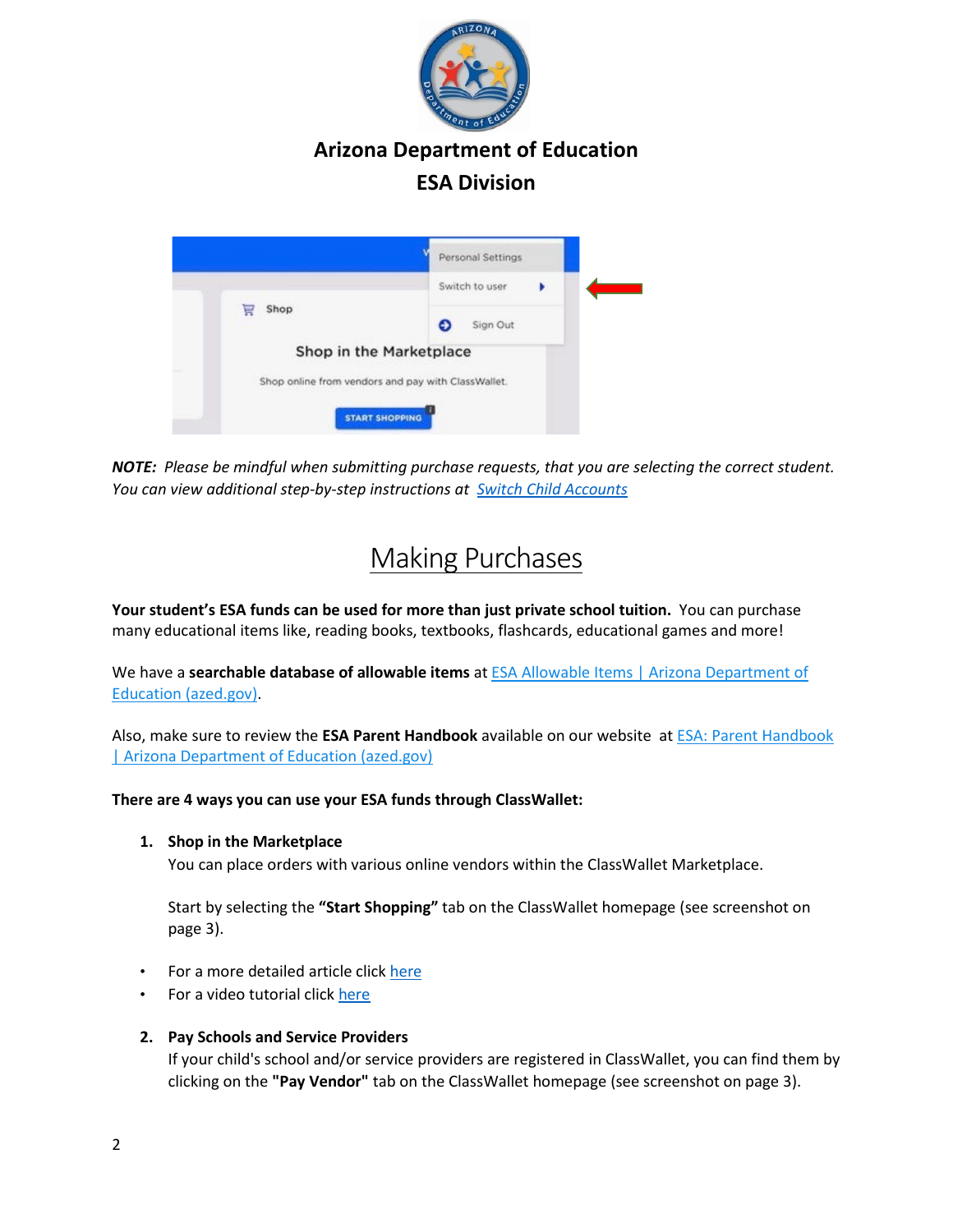**Arizona Department of Education**

**ESA Division**

*NOTE: Please be mindful when submitting purchase requests, that you are selecting the correct student. You can view additional step-by-step instructions at* [*Switch Child Accounts*]

# Making Purchases

**Your student's ESA funds can be used for more than just private school tuition.** You can purchase many educational items like, reading books, textbooks, flashcards, educational games and more!

We have a **searchable database of allowable items** at ESA Allowable Items | Arizona Department of Education (azed.gov).

Also, make sure to review the **ESA Parent Handbook** available on our website at ESA: Parent Handbook | Arizona Department of Education (azed.gov)

**There are 4 ways you can use your ESA funds through ClassWallet:**

1. **Shop in the Marketplace**
   You can place orders with various online vendors within the ClassWallet Marketplace.

   Start by selecting the **"Start Shopping"** tab on the ClassWallet homepage (see screenshot on page 3).

- For a more detailed article click here
- For a video tutorial click here

2. **Pay Schools and Service Providers**
   If your child's school and/or service providers are registered in ClassWallet, you can find them by clicking on the **"Pay Vendor"** tab on the ClassWallet homepage (see screenshot on page 3).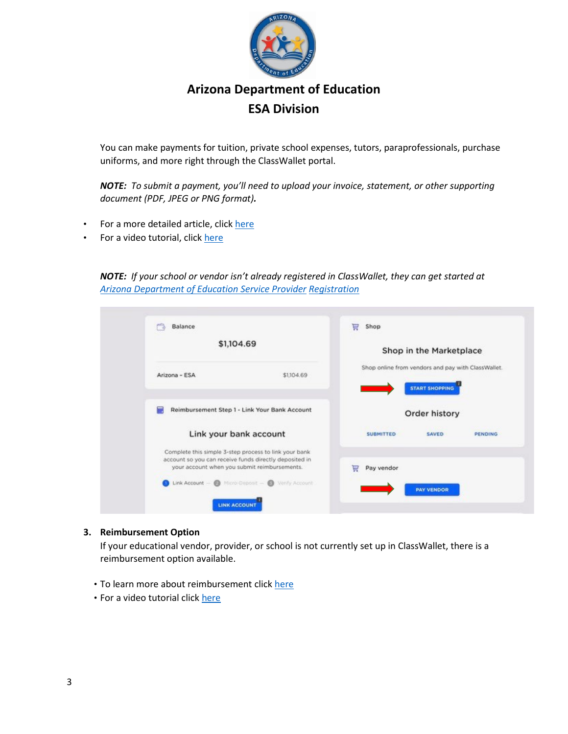# Arizona Department of Education
## ESA Division

You can make payments for tuition, private school expenses, tutors, paraprofessionals, purchase uniforms, and more right through the ClassWallet portal.

***NOTE:*** *To submit a payment, you'll need to upload your invoice, statement, or other supporting document (PDF, JPEG or PNG format)*.

- For a more detailed article, click here
- For a video tutorial, click here

***NOTE:*** *If your school or vendor isn't already registered in ClassWallet, they can get started at Arizona Department of Education Service Provider Registration*

3. **Reimbursement Option**

   If your educational vendor, provider, or school is not currently set up in ClassWallet, there is a reimbursement option available.

   - To learn more about reimbursement click here
   - For a video tutorial click here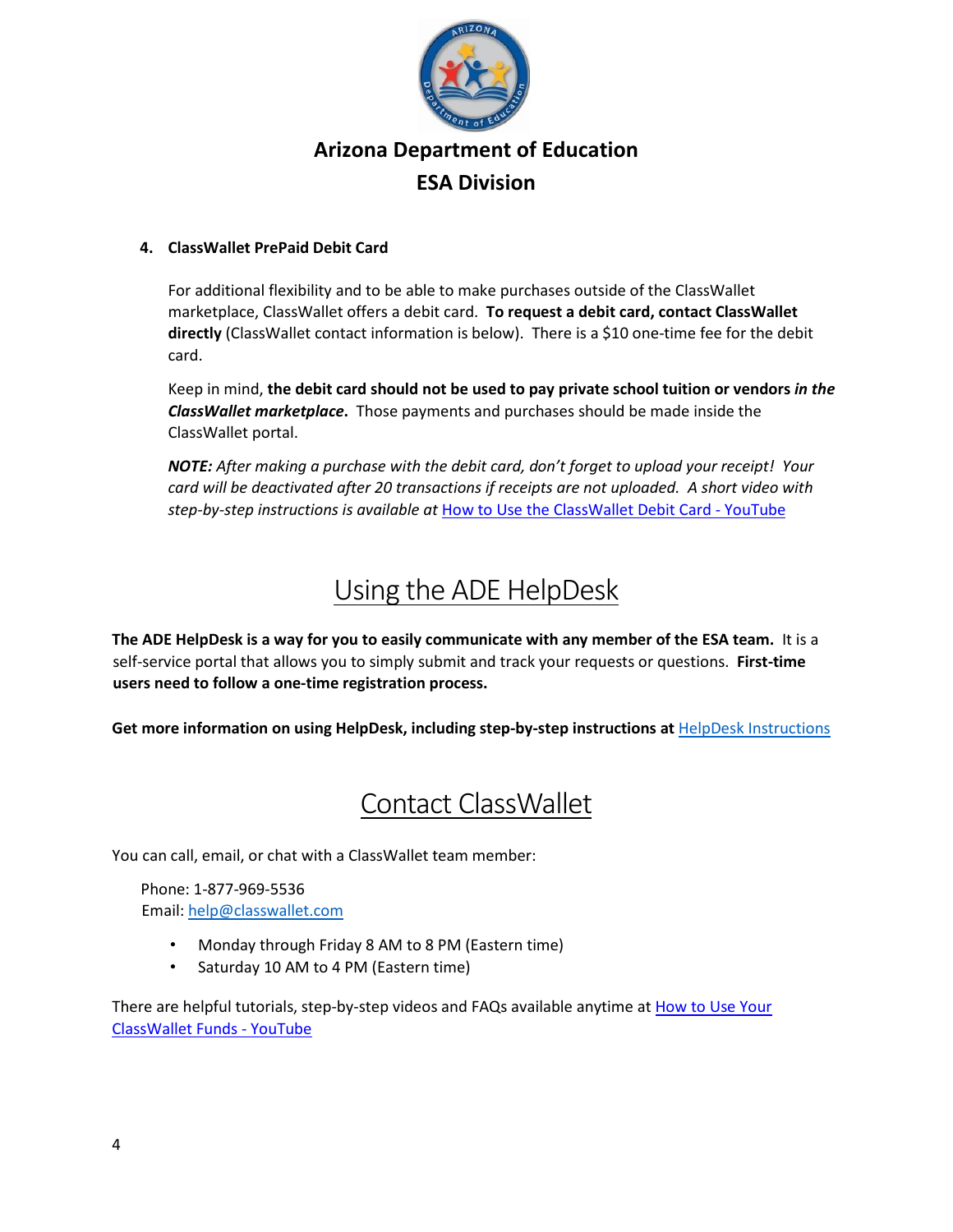# Arizona Department of Education
# ESA Division

4. **ClassWallet PrePaid Debit Card**

   For additional flexibility and to be able to make purchases outside of the ClassWallet marketplace, ClassWallet offers a debit card. **To request a debit card, contact ClassWallet directly** (ClassWallet contact information is below). There is a $10 one-time fee for the debit card.

   Keep in mind, **the debit card should not be used to pay private school tuition or vendors *in the ClassWallet marketplace*.** Those payments and purchases should be made inside the ClassWallet portal.

   ***NOTE:*** *After making a purchase with the debit card, don't forget to upload your receipt! Your card will be deactivated after 20 transactions if receipts are not uploaded. A short video with step-by-step instructions is available at* How to Use the ClassWallet Debit Card - YouTube

## Using the ADE HelpDesk

**The ADE HelpDesk is a way for you to easily communicate with any member of the ESA team.** It is a self-service portal that allows you to simply submit and track your requests or questions. **First-time users need to follow a one-time registration process.**

**Get more information on using HelpDesk, including step-by-step instructions at** HelpDesk Instructions

## Contact ClassWallet

You can call, email, or chat with a ClassWallet team member:

Phone: 1-877-969-5536
Email: help@classwallet.com

- Monday through Friday 8 AM to 8 PM (Eastern time)
- Saturday 10 AM to 4 PM (Eastern time)

There are helpful tutorials, step-by-step videos and FAQs available anytime at How to Use Your ClassWallet Funds - YouTube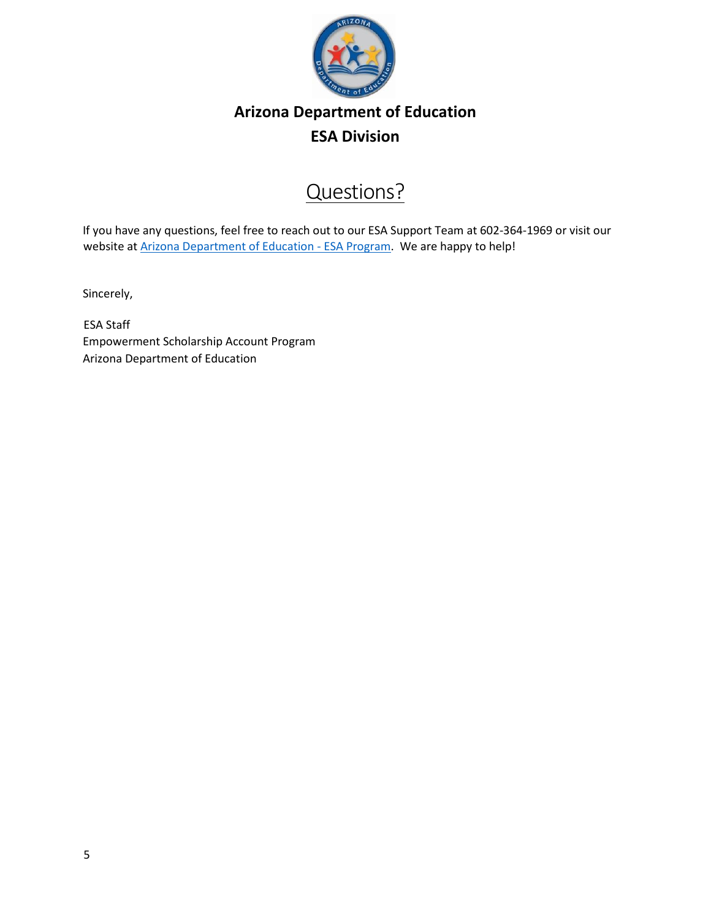**Arizona Department of Education**
**ESA Division**

# Questions?

If you have any questions, feel free to reach out to our ESA Support Team at 602-364-1969 or visit our website at Arizona Department of Education - ESA Program. We are happy to help!

Sincerely,

ESA Staff
Empowerment Scholarship Account Program
Arizona Department of Education